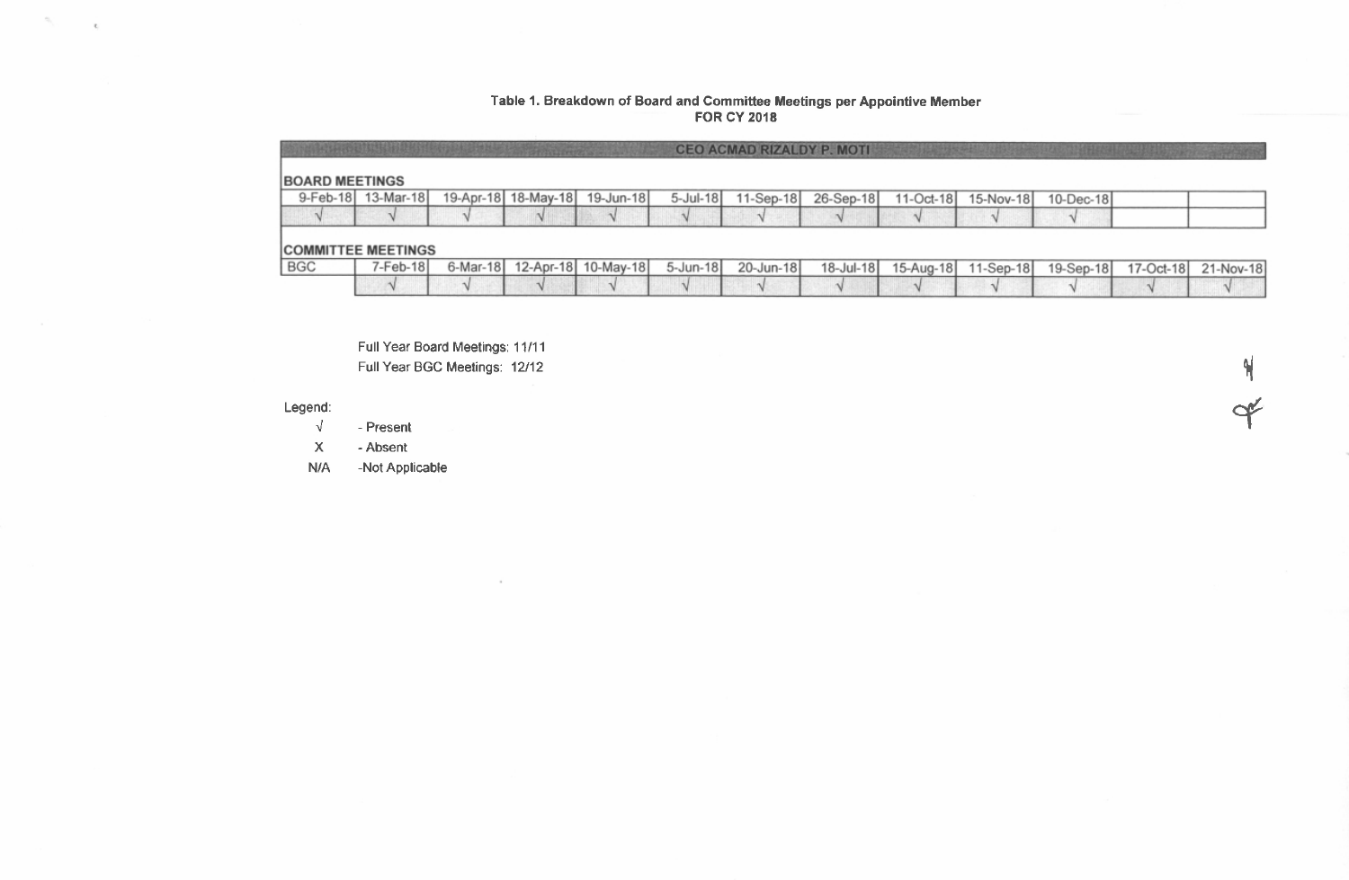**Table 1. Breakdown of Board and Committee Meetings per Appointive Member**
**FOR CY 2018**

**CEO ACMAD RIZALDY P. MOTI**

**BOARD MEETINGS**

| 9-Feb-18 | 13-Mar-18 | 19-Apr-18 | 18-May-18 | 19-Jun-18 | 5-Jul-18 | 11-Sep-18 | 26-Sep-18 | 11-Oct-18 | 15-Nov-18 | 10-Dec-18 | | |
|---|---|---|---|---|---|---|---|---|---|---|---|---|
| √ | √ | √ | √ | √ | √ | √ | √ | √ | √ | √ | | |

**COMMITTEE MEETINGS**

| BGC | 7-Feb-18 | 6-Mar-18 | 12-Apr-18 | 10-May-18 | 5-Jun-18 | 20-Jun-18 | 18-Jul-18 | 15-Aug-18 | 11-Sep-18 | 19-Sep-18 | 17-Oct-18 | 21-Nov-18 |
|---|---|---|---|---|---|---|---|---|---|---|---|---|
| | √ | √ | √ | √ | √ | √ | √ | √ | √ | √ | √ | √ |

Full Year Board Meetings: 11/11

Full Year BGC Meetings: 12/12

Legend:

√ - Present

X - Absent

N/A -Not Applicable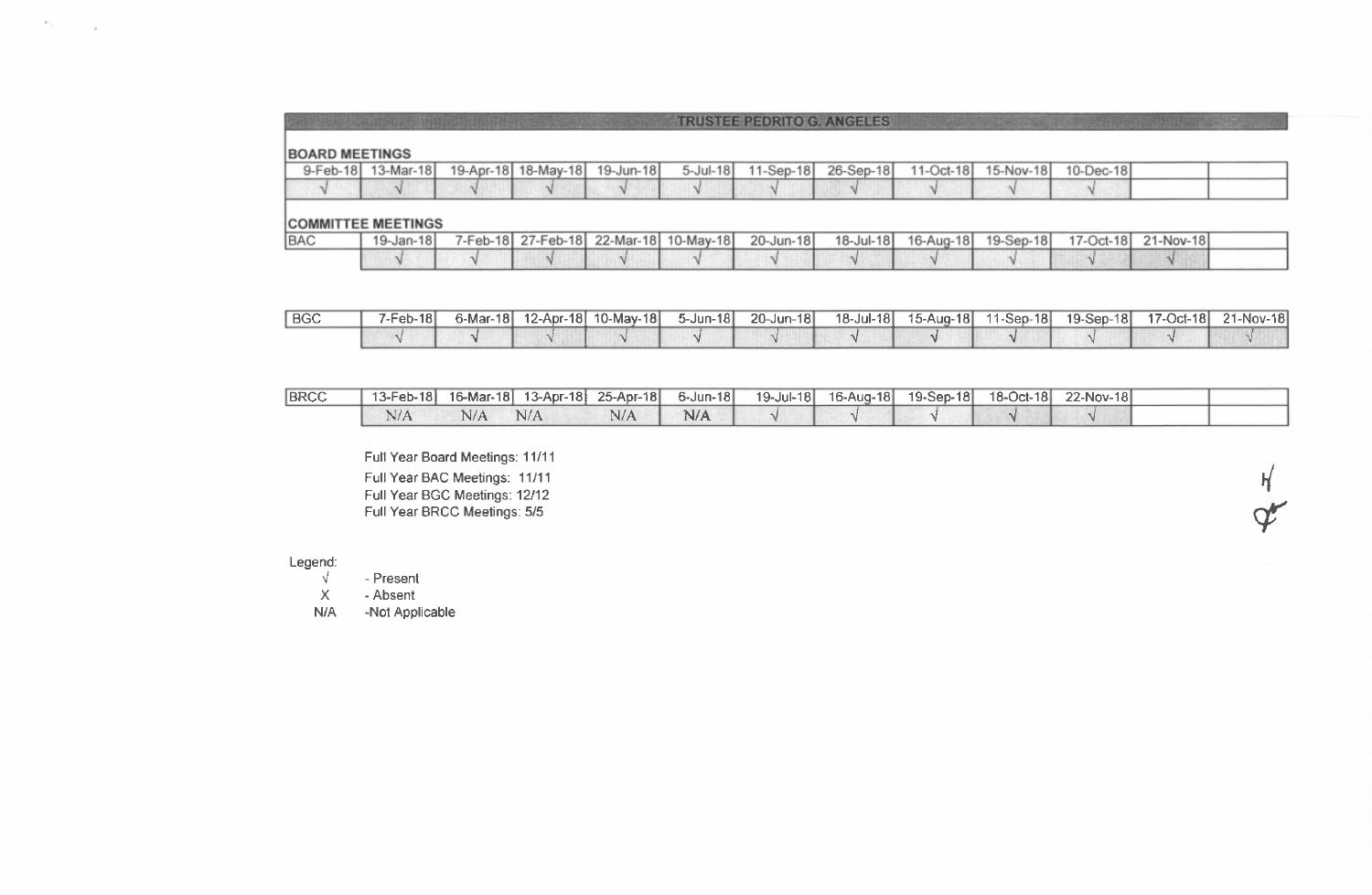## TRUSTEE PEDRITO G. ANGELES

**BOARD MEETINGS**

| 9-Feb-18 | 13-Mar-18 | 19-Apr-18 | 18-May-18 | 19-Jun-18 | 5-Jul-18 | 11-Sep-18 | 26-Sep-18 | 11-Oct-18 | 15-Nov-18 | 10-Dec-18 | | |
|---|---|---|---|---|---|---|---|---|---|---|---|---|
| √ | √ | √ | √ | √ | √ | √ | √ | √ | √ | √ | | |

**COMMITTEE MEETINGS**

| BAC | 19-Jan-18 | 7-Feb-18 | 27-Feb-18 | 22-Mar-18 | 10-May-18 | 20-Jun-18 | 18-Jul-18 | 16-Aug-18 | 19-Sep-18 | 17-Oct-18 | 21-Nov-18 | |
|---|---|---|---|---|---|---|---|---|---|---|---|---|
| | √ | √ | √ | √ | √ | √ | √ | √ | √ | √ | √ | |

| BGC | 7-Feb-18 | 6-Mar-18 | 12-Apr-18 | 10-May-18 | 5-Jun-18 | 20-Jun-18 | 18-Jul-18 | 15-Aug-18 | 11-Sep-18 | 19-Sep-18 | 17-Oct-18 | 21-Nov-18 |
|---|---|---|---|---|---|---|---|---|---|---|---|---|
| | √ | √ | √ | √ | √ | √ | √ | √ | √ | √ | √ | √ |

| BRCC | 13-Feb-18 | 16-Mar-18 | 13-Apr-18 | 25-Apr-18 | 6-Jun-18 | 19-Jul-18 | 16-Aug-18 | 19-Sep-18 | 18-Oct-18 | 22-Nov-18 | | |
|---|---|---|---|---|---|---|---|---|---|---|---|---|
| | N/A | N/A | N/A | N/A | N/A | √ | √ | √ | √ | √ | | |

Full Year Board Meetings: 11/11
Full Year BAC Meetings: 11/11
Full Year BGC Meetings: 12/12
Full Year BRCC Meetings: 5/5

Legend:

- √ - Present
- X - Absent
- N/A -Not Applicable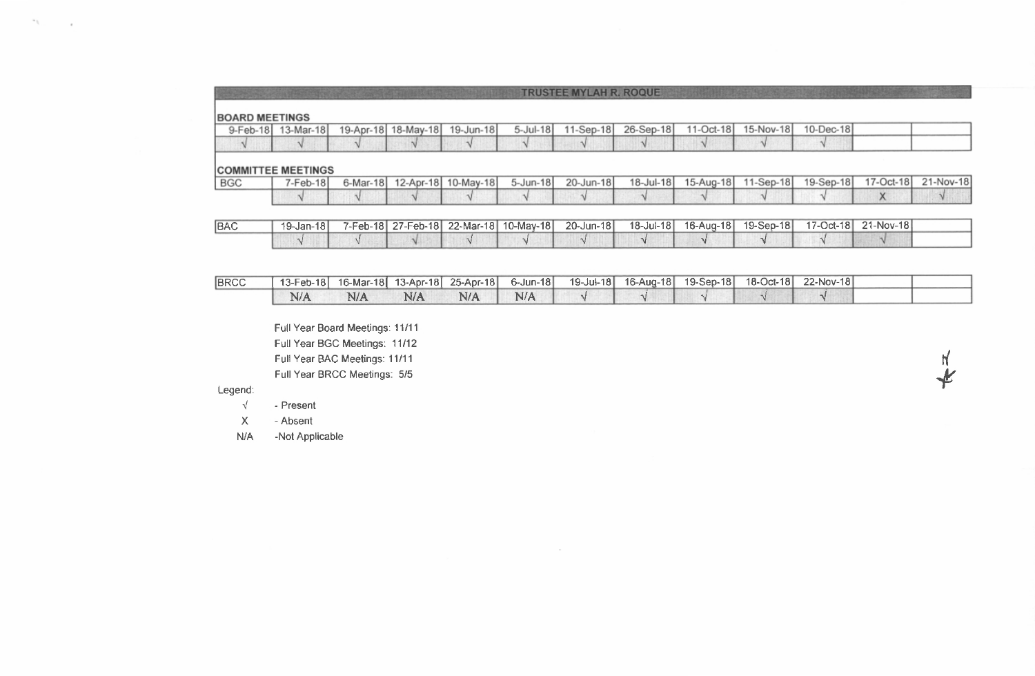## TRUSTEE MYLAH R. ROQUE

### BOARD MEETINGS

| 9-Feb-18 | 13-Mar-18 | 19-Apr-18 | 18-May-18 | 19-Jun-18 | 5-Jul-18 | 11-Sep-18 | 26-Sep-18 | 11-Oct-18 | 15-Nov-18 | 10-Dec-18 | | |
|---|---|---|---|---|---|---|---|---|---|---|---|---|
| √ | √ | √ | √ | √ | √ | √ | √ | √ | √ | √ | | |

### COMMITTEE MEETINGS

| BGC | 7-Feb-18 | 6-Mar-18 | 12-Apr-18 | 10-May-18 | 5-Jun-18 | 20-Jun-18 | 18-Jul-18 | 15-Aug-18 | 11-Sep-18 | 19-Sep-18 | 17-Oct-18 | 21-Nov-18 |
|---|---|---|---|---|---|---|---|---|---|---|---|---|
| | √ | √ | √ | √ | √ | √ | √ | √ | √ | √ | X | √ |

| BAC | 19-Jan-18 | 7-Feb-18 | 27-Feb-18 | 22-Mar-18 | 10-May-18 | 20-Jun-18 | 18-Jul-18 | 16-Aug-18 | 19-Sep-18 | 17-Oct-18 | 21-Nov-18 | |
|---|---|---|---|---|---|---|---|---|---|---|---|---|
| | √ | √ | √ | √ | √ | √ | √ | √ | √ | √ | √ | |

| BRCC | 13-Feb-18 | 16-Mar-18 | 13-Apr-18 | 25-Apr-18 | 6-Jun-18 | 19-Jul-18 | 16-Aug-18 | 19-Sep-18 | 18-Oct-18 | 22-Nov-18 | | |
|---|---|---|---|---|---|---|---|---|---|---|---|---|
| | N/A | N/A | N/A | N/A | N/A | √ | √ | √ | √ | √ | | |

Full Year Board Meetings: 11/11

Full Year BGC Meetings: 11/12

Full Year BAC Meetings: 11/11

Full Year BRCC Meetings: 5/5

Legend:

√ - Present

X - Absent

N/A -Not Applicable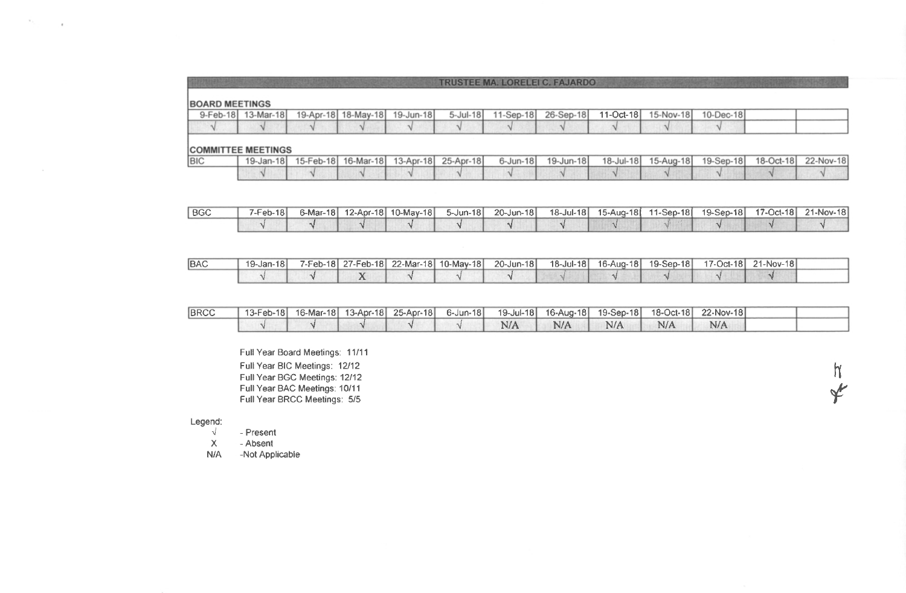## TRUSTEE MA. LORELEI C. FAJARDO

**BOARD MEETINGS**

| 9-Feb-18 | 13-Mar-18 | 19-Apr-18 | 18-May-18 | 19-Jun-18 | 5-Jul-18 | 11-Sep-18 | 26-Sep-18 | 11-Oct-18 | 15-Nov-18 | 10-Dec-18 | | |
|---|---|---|---|---|---|---|---|---|---|---|---|---|
| √ | √ | √ | √ | √ | √ | √ | √ | √ | √ | √ | | |

**COMMITTEE MEETINGS**

| BIC | 19-Jan-18 | 15-Feb-18 | 16-Mar-18 | 13-Apr-18 | 25-Apr-18 | 6-Jun-18 | 19-Jun-18 | 18-Jul-18 | 15-Aug-18 | 19-Sep-18 | 18-Oct-18 | 22-Nov-18 |
|---|---|---|---|---|---|---|---|---|---|---|---|---|
| | √ | √ | √ | √ | √ | √ | √ | √ | √ | √ | √ | √ |

| BGC | 7-Feb-18 | 6-Mar-18 | 12-Apr-18 | 10-May-18 | 5-Jun-18 | 20-Jun-18 | 18-Jul-18 | 15-Aug-18 | 11-Sep-18 | 19-Sep-18 | 17-Oct-18 | 21-Nov-18 |
|---|---|---|---|---|---|---|---|---|---|---|---|---|
| | √ | √ | √ | √ | √ | √ | √ | √ | √ | √ | √ | √ |

| BAC | 19-Jan-18 | 7-Feb-18 | 27-Feb-18 | 22-Mar-18 | 10-May-18 | 20-Jun-18 | 18-Jul-18 | 16-Aug-18 | 19-Sep-18 | 17-Oct-18 | 21-Nov-18 | |
|---|---|---|---|---|---|---|---|---|---|---|---|---|
| | √ | √ | X | √ | √ | √ | √ | √ | √ | √ | √ | |

| BRCC | 13-Feb-18 | 16-Mar-18 | 13-Apr-18 | 25-Apr-18 | 6-Jun-18 | 19-Jul-18 | 16-Aug-18 | 19-Sep-18 | 18-Oct-18 | 22-Nov-18 | | |
|---|---|---|---|---|---|---|---|---|---|---|---|---|
| | √ | √ | √ | √ | √ | N/A | N/A | N/A | N/A | N/A | | |

Full Year Board Meetings: 11/11
Full Year BIC Meetings: 12/12
Full Year BGC Meetings: 12/12
Full Year BAC Meetings: 10/11
Full Year BRCC Meetings: 5/5

Legend:
- √ - Present
- X - Absent
- N/A -Not Applicable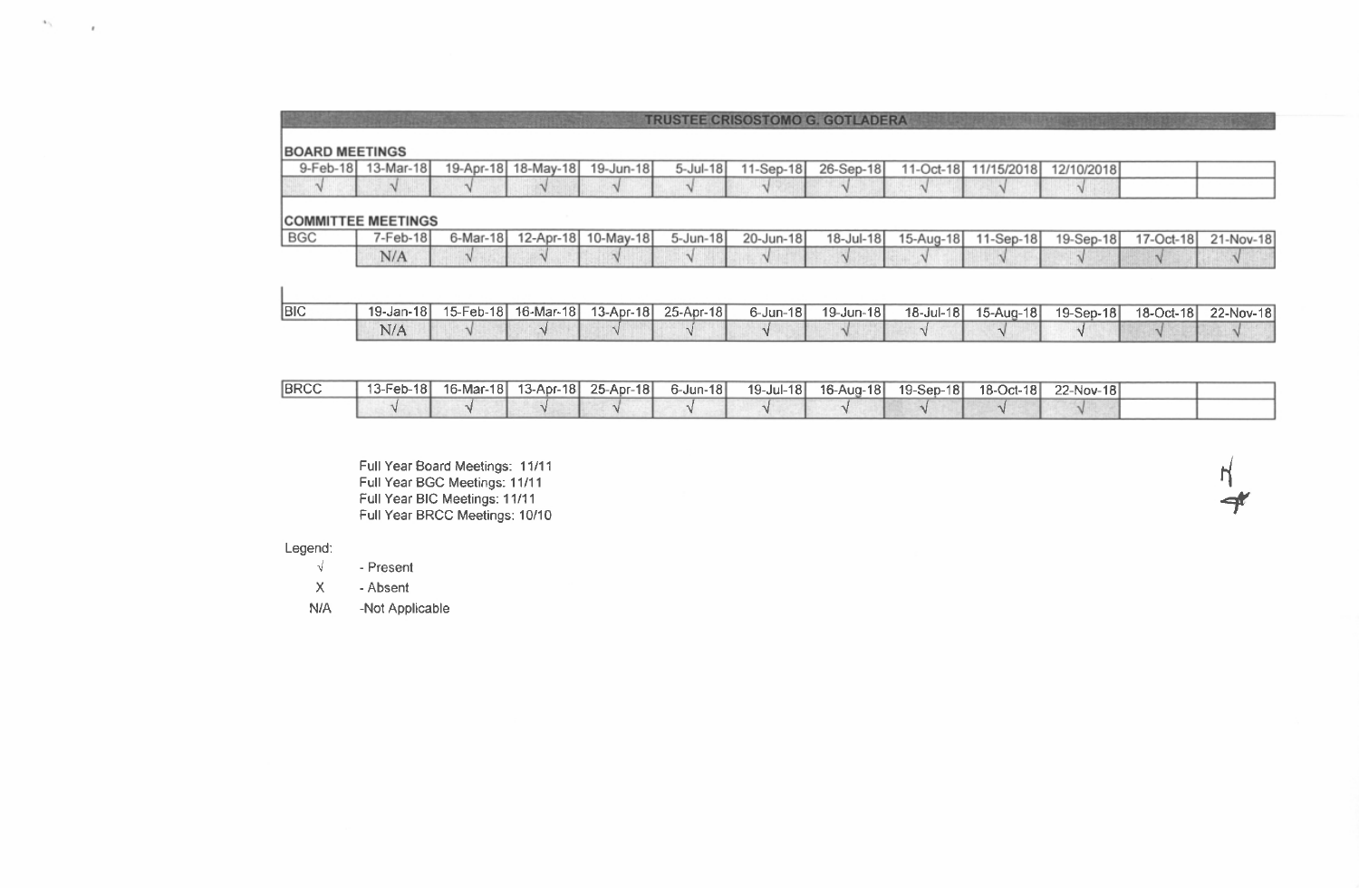## TRUSTEE CRISOSTOMO G. GOTLADERA

**BOARD MEETINGS**

| 9-Feb-18 | 13-Mar-18 | 19-Apr-18 | 18-May-18 | 19-Jun-18 | 5-Jul-18 | 11-Sep-18 | 26-Sep-18 | 11-Oct-18 | 11/15/2018 | 12/10/2018 | | |
|---|---|---|---|---|---|---|---|---|---|---|---|---|
| √ | √ | √ | √ | √ | √ | √ | √ | √ | √ | √ | | |

**COMMITTEE MEETINGS**

| BGC | 7-Feb-18 | 6-Mar-18 | 12-Apr-18 | 10-May-18 | 5-Jun-18 | 20-Jun-18 | 18-Jul-18 | 15-Aug-18 | 11-Sep-18 | 19-Sep-18 | 17-Oct-18 | 21-Nov-18 |
|---|---|---|---|---|---|---|---|---|---|---|---|---|
| | N/A | √ | √ | √ | √ | √ | √ | √ | √ | √ | √ | √ |

| BIC | 19-Jan-18 | 15-Feb-18 | 16-Mar-18 | 13-Apr-18 | 25-Apr-18 | 6-Jun-18 | 19-Jun-18 | 18-Jul-18 | 15-Aug-18 | 19-Sep-18 | 18-Oct-18 | 22-Nov-18 |
|---|---|---|---|---|---|---|---|---|---|---|---|---|
| | N/A | √ | √ | √ | √ | √ | √ | √ | √ | √ | √ | √ |

| BRCC | 13-Feb-18 | 16-Mar-18 | 13-Apr-18 | 25-Apr-18 | 6-Jun-18 | 19-Jul-18 | 16-Aug-18 | 19-Sep-18 | 18-Oct-18 | 22-Nov-18 | | |
|---|---|---|---|---|---|---|---|---|---|---|---|---|
| | √ | √ | √ | √ | √ | √ | √ | √ | √ | √ | | |

Full Year Board Meetings: 11/11
Full Year BGC Meetings: 11/11
Full Year BIC Meetings: 11/11
Full Year BRCC Meetings: 10/10

Legend:

- √ - Present
- X - Absent
- N/A -Not Applicable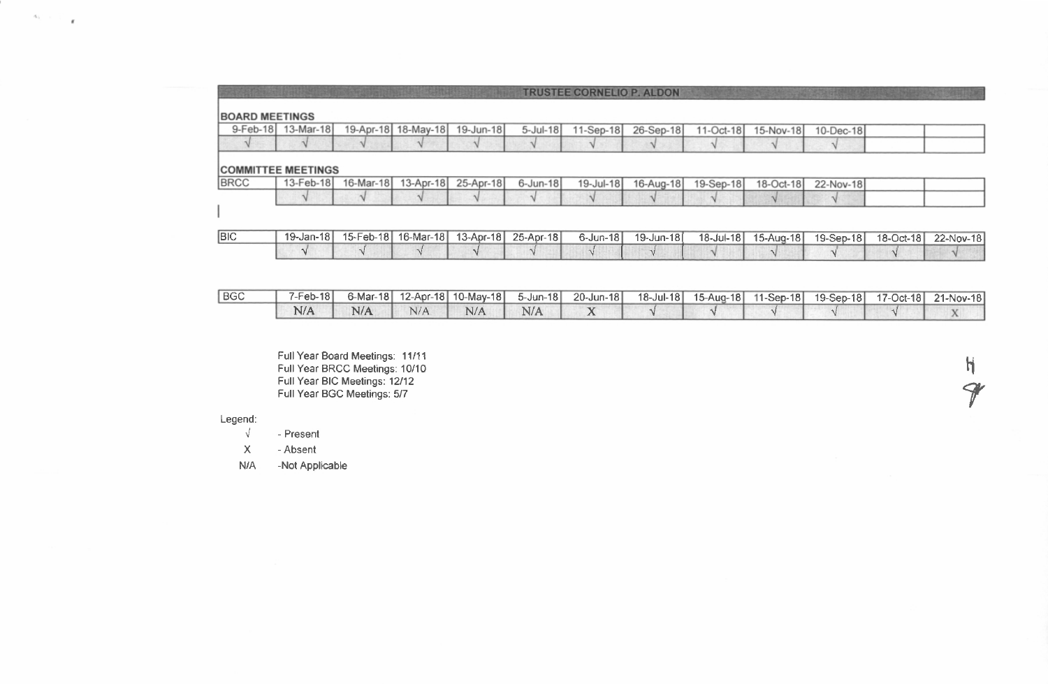## TRUSTEE CORNELIO P. ALDON

**BOARD MEETINGS**

| 9-Feb-18 | 13-Mar-18 | 19-Apr-18 | 18-May-18 | 19-Jun-18 | 5-Jul-18 | 11-Sep-18 | 26-Sep-18 | 11-Oct-18 | 15-Nov-18 | 10-Dec-18 | | |
|---|---|---|---|---|---|---|---|---|---|---|---|---|
| √ | √ | √ | √ | √ | √ | √ | √ | √ | √ | √ | | |

**COMMITTEE MEETINGS**

| BRCC | 13-Feb-18 | 16-Mar-18 | 13-Apr-18 | 25-Apr-18 | 6-Jun-18 | 19-Jul-18 | 16-Aug-18 | 19-Sep-18 | 18-Oct-18 | 22-Nov-18 | | |
|---|---|---|---|---|---|---|---|---|---|---|---|---|
| | √ | √ | √ | √ | √ | √ | √ | √ | √ | √ | | |

| BIC | 19-Jan-18 | 15-Feb-18 | 16-Mar-18 | 13-Apr-18 | 25-Apr-18 | 6-Jun-18 | 19-Jun-18 | 18-Jul-18 | 15-Aug-18 | 19-Sep-18 | 18-Oct-18 | 22-Nov-18 |
|---|---|---|---|---|---|---|---|---|---|---|---|---|
| | √ | √ | √ | √ | √ | √ | √ | √ | √ | √ | √ | √ |

| BGC | 7-Feb-18 | 6-Mar-18 | 12-Apr-18 | 10-May-18 | 5-Jun-18 | 20-Jun-18 | 18-Jul-18 | 15-Aug-18 | 11-Sep-18 | 19-Sep-18 | 17-Oct-18 | 21-Nov-18 |
|---|---|---|---|---|---|---|---|---|---|---|---|---|
| | N/A | N/A | N/A | N/A | N/A | X | √ | √ | √ | √ | √ | X |

Full Year Board Meetings: 11/11
Full Year BRCC Meetings: 10/10
Full Year BIC Meetings: 12/12
Full Year BGC Meetings: 5/7

Legend:

√ - Present
X - Absent
N/A -Not Applicable